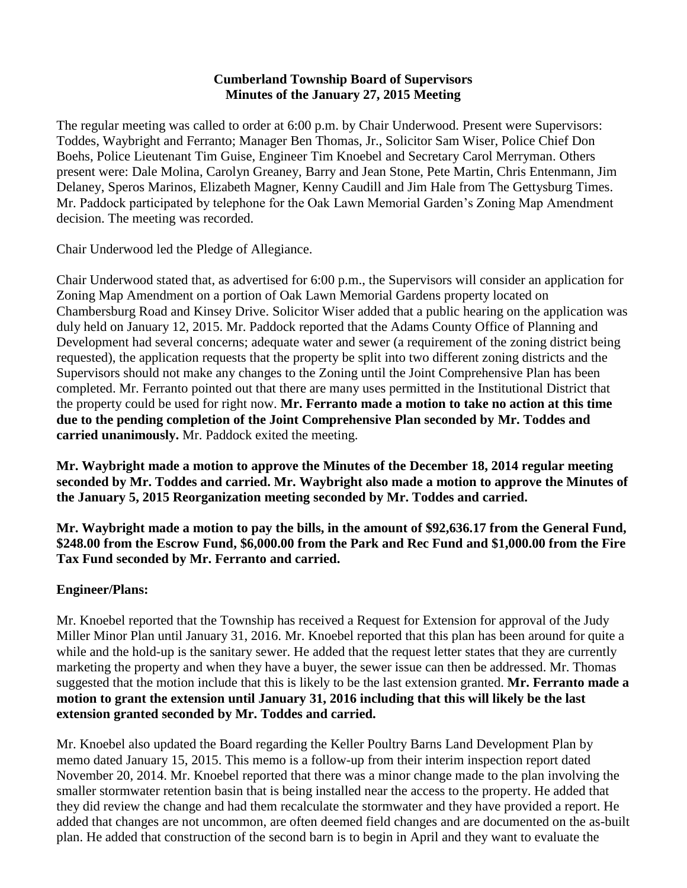**Cumberland Township Board of Supervisors**
**Minutes of the January 27, 2015 Meeting**

The regular meeting was called to order at 6:00 p.m. by Chair Underwood. Present were Supervisors: Toddes, Waybright and Ferranto; Manager Ben Thomas, Jr., Solicitor Sam Wiser, Police Chief Don Boehs, Police Lieutenant Tim Guise, Engineer Tim Knoebel and Secretary Carol Merryman. Others present were: Dale Molina, Carolyn Greaney, Barry and Jean Stone, Pete Martin, Chris Entenmann, Jim Delaney, Speros Marinos, Elizabeth Magner, Kenny Caudill and Jim Hale from The Gettysburg Times. Mr. Paddock participated by telephone for the Oak Lawn Memorial Garden's Zoning Map Amendment decision. The meeting was recorded.

Chair Underwood led the Pledge of Allegiance.

Chair Underwood stated that, as advertised for 6:00 p.m., the Supervisors will consider an application for Zoning Map Amendment on a portion of Oak Lawn Memorial Gardens property located on Chambersburg Road and Kinsey Drive. Solicitor Wiser added that a public hearing on the application was duly held on January 12, 2015. Mr. Paddock reported that the Adams County Office of Planning and Development had several concerns; adequate water and sewer (a requirement of the zoning district being requested), the application requests that the property be split into two different zoning districts and the Supervisors should not make any changes to the Zoning until the Joint Comprehensive Plan has been completed. Mr. Ferranto pointed out that there are many uses permitted in the Institutional District that the property could be used for right now. **Mr. Ferranto made a motion to take no action at this time due to the pending completion of the Joint Comprehensive Plan seconded by Mr. Toddes and carried unanimously.** Mr. Paddock exited the meeting.

**Mr. Waybright made a motion to approve the Minutes of the December 18, 2014 regular meeting seconded by Mr. Toddes and carried. Mr. Waybright also made a motion to approve the Minutes of the January 5, 2015 Reorganization meeting seconded by Mr. Toddes and carried.**

**Mr. Waybright made a motion to pay the bills, in the amount of $92,636.17 from the General Fund, $248.00 from the Escrow Fund, $6,000.00 from the Park and Rec Fund and $1,000.00 from the Fire Tax Fund seconded by Mr. Ferranto and carried.**

**Engineer/Plans:**

Mr. Knoebel reported that the Township has received a Request for Extension for approval of the Judy Miller Minor Plan until January 31, 2016. Mr. Knoebel reported that this plan has been around for quite a while and the hold-up is the sanitary sewer. He added that the request letter states that they are currently marketing the property and when they have a buyer, the sewer issue can then be addressed. Mr. Thomas suggested that the motion include that this is likely to be the last extension granted. **Mr. Ferranto made a motion to grant the extension until January 31, 2016 including that this will likely be the last extension granted seconded by Mr. Toddes and carried.**

Mr. Knoebel also updated the Board regarding the Keller Poultry Barns Land Development Plan by memo dated January 15, 2015. This memo is a follow-up from their interim inspection report dated November 20, 2014. Mr. Knoebel reported that there was a minor change made to the plan involving the smaller stormwater retention basin that is being installed near the access to the property. He added that they did review the change and had them recalculate the stormwater and they have provided a report. He added that changes are not uncommon, are often deemed field changes and are documented on the as-built plan. He added that construction of the second barn is to begin in April and they want to evaluate the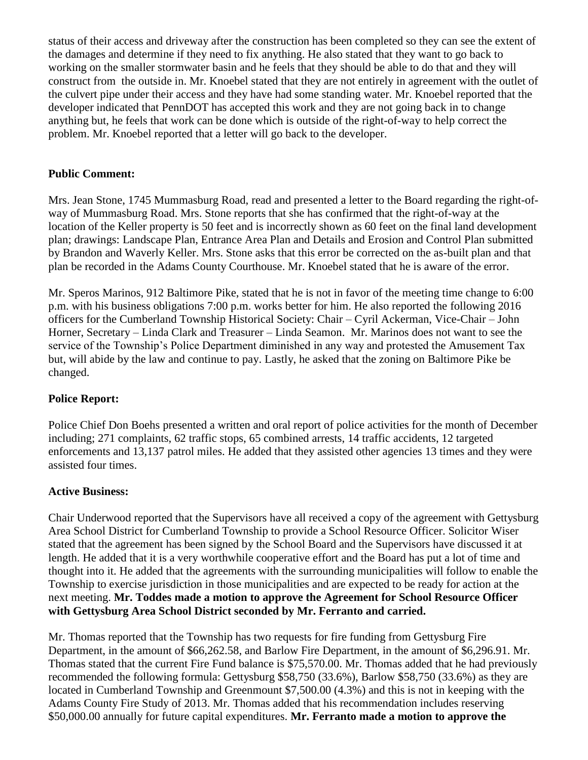status of their access and driveway after the construction has been completed so they can see the extent of the damages and determine if they need to fix anything. He also stated that they want to go back to working on the smaller stormwater basin and he feels that they should be able to do that and they will construct from the outside in. Mr. Knoebel stated that they are not entirely in agreement with the outlet of the culvert pipe under their access and they have had some standing water. Mr. Knoebel reported that the developer indicated that PennDOT has accepted this work and they are not going back in to change anything but, he feels that work can be done which is outside of the right-of-way to help correct the problem. Mr. Knoebel reported that a letter will go back to the developer.

**Public Comment:**

Mrs. Jean Stone, 1745 Mummasburg Road, read and presented a letter to the Board regarding the right-of-way of Mummasburg Road. Mrs. Stone reports that she has confirmed that the right-of-way at the location of the Keller property is 50 feet and is incorrectly shown as 60 feet on the final land development plan; drawings: Landscape Plan, Entrance Area Plan and Details and Erosion and Control Plan submitted by Brandon and Waverly Keller. Mrs. Stone asks that this error be corrected on the as-built plan and that plan be recorded in the Adams County Courthouse. Mr. Knoebel stated that he is aware of the error.

Mr. Speros Marinos, 912 Baltimore Pike, stated that he is not in favor of the meeting time change to 6:00 p.m. with his business obligations 7:00 p.m. works better for him. He also reported the following 2016 officers for the Cumberland Township Historical Society: Chair – Cyril Ackerman, Vice-Chair – John Horner, Secretary – Linda Clark and Treasurer – Linda Seamon. Mr. Marinos does not want to see the service of the Township's Police Department diminished in any way and protested the Amusement Tax but, will abide by the law and continue to pay. Lastly, he asked that the zoning on Baltimore Pike be changed.

**Police Report:**

Police Chief Don Boehs presented a written and oral report of police activities for the month of December including; 271 complaints, 62 traffic stops, 65 combined arrests, 14 traffic accidents, 12 targeted enforcements and 13,137 patrol miles. He added that they assisted other agencies 13 times and they were assisted four times.

**Active Business:**

Chair Underwood reported that the Supervisors have all received a copy of the agreement with Gettysburg Area School District for Cumberland Township to provide a School Resource Officer. Solicitor Wiser stated that the agreement has been signed by the School Board and the Supervisors have discussed it at length. He added that it is a very worthwhile cooperative effort and the Board has put a lot of time and thought into it. He added that the agreements with the surrounding municipalities will follow to enable the Township to exercise jurisdiction in those municipalities and are expected to be ready for action at the next meeting. **Mr. Toddes made a motion to approve the Agreement for School Resource Officer with Gettysburg Area School District seconded by Mr. Ferranto and carried.**

Mr. Thomas reported that the Township has two requests for fire funding from Gettysburg Fire Department, in the amount of $66,262.58, and Barlow Fire Department, in the amount of $6,296.91. Mr. Thomas stated that the current Fire Fund balance is $75,570.00. Mr. Thomas added that he had previously recommended the following formula: Gettysburg $58,750 (33.6%), Barlow $58,750 (33.6%) as they are located in Cumberland Township and Greenmount $7,500.00 (4.3%) and this is not in keeping with the Adams County Fire Study of 2013. Mr. Thomas added that his recommendation includes reserving $50,000.00 annually for future capital expenditures. **Mr. Ferranto made a motion to approve the**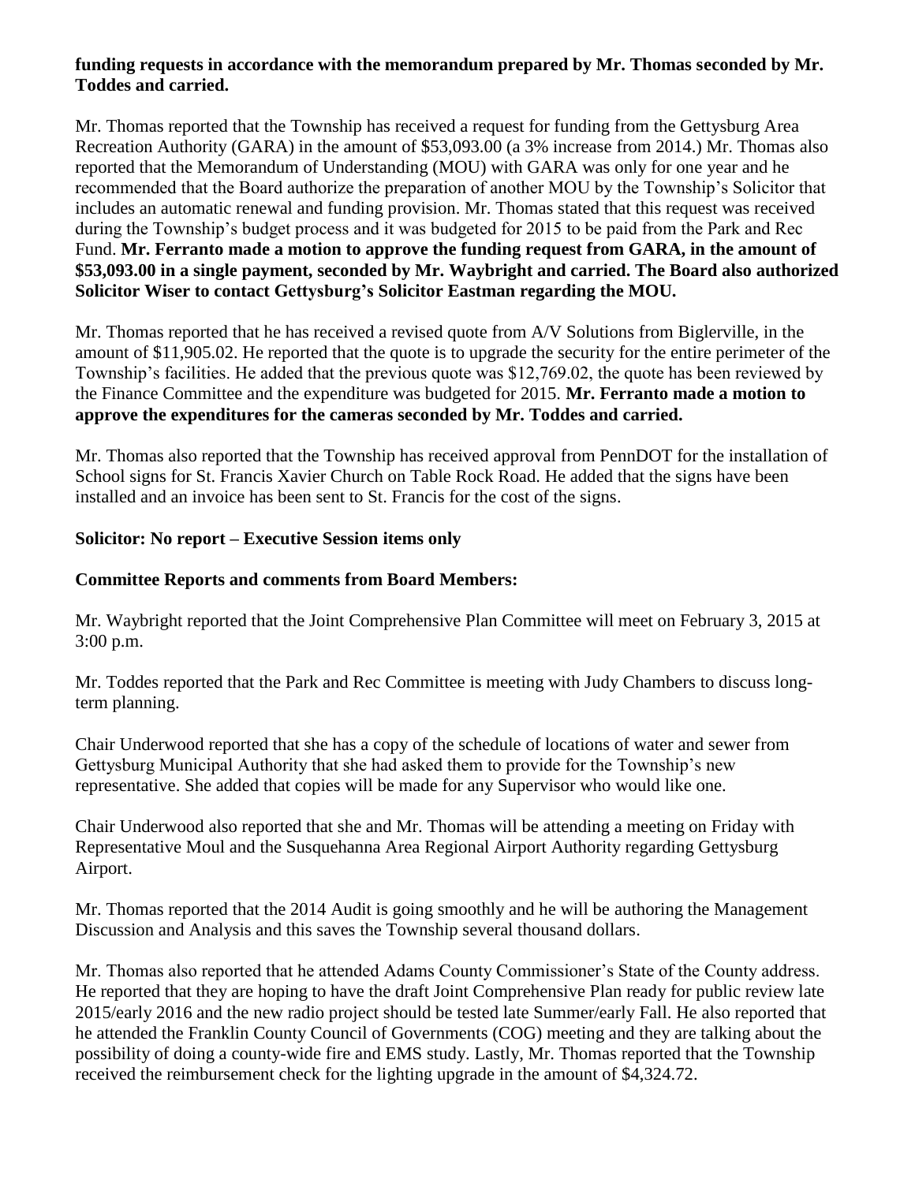**funding requests in accordance with the memorandum prepared by Mr. Thomas seconded by Mr. Toddes and carried.**

Mr. Thomas reported that the Township has received a request for funding from the Gettysburg Area Recreation Authority (GARA) in the amount of $53,093.00 (a 3% increase from 2014.) Mr. Thomas also reported that the Memorandum of Understanding (MOU) with GARA was only for one year and he recommended that the Board authorize the preparation of another MOU by the Township's Solicitor that includes an automatic renewal and funding provision. Mr. Thomas stated that this request was received during the Township's budget process and it was budgeted for 2015 to be paid from the Park and Rec Fund. **Mr. Ferranto made a motion to approve the funding request from GARA, in the amount of $53,093.00 in a single payment, seconded by Mr. Waybright and carried. The Board also authorized Solicitor Wiser to contact Gettysburg's Solicitor Eastman regarding the MOU.**

Mr. Thomas reported that he has received a revised quote from A/V Solutions from Biglerville, in the amount of $11,905.02. He reported that the quote is to upgrade the security for the entire perimeter of the Township's facilities. He added that the previous quote was $12,769.02, the quote has been reviewed by the Finance Committee and the expenditure was budgeted for 2015. **Mr. Ferranto made a motion to approve the expenditures for the cameras seconded by Mr. Toddes and carried.**

Mr. Thomas also reported that the Township has received approval from PennDOT for the installation of School signs for St. Francis Xavier Church on Table Rock Road. He added that the signs have been installed and an invoice has been sent to St. Francis for the cost of the signs.

**Solicitor: No report – Executive Session items only**

**Committee Reports and comments from Board Members:**

Mr. Waybright reported that the Joint Comprehensive Plan Committee will meet on February 3, 2015 at 3:00 p.m.

Mr. Toddes reported that the Park and Rec Committee is meeting with Judy Chambers to discuss long-term planning.

Chair Underwood reported that she has a copy of the schedule of locations of water and sewer from Gettysburg Municipal Authority that she had asked them to provide for the Township's new representative. She added that copies will be made for any Supervisor who would like one.

Chair Underwood also reported that she and Mr. Thomas will be attending a meeting on Friday with Representative Moul and the Susquehanna Area Regional Airport Authority regarding Gettysburg Airport.

Mr. Thomas reported that the 2014 Audit is going smoothly and he will be authoring the Management Discussion and Analysis and this saves the Township several thousand dollars.

Mr. Thomas also reported that he attended Adams County Commissioner's State of the County address. He reported that they are hoping to have the draft Joint Comprehensive Plan ready for public review late 2015/early 2016 and the new radio project should be tested late Summer/early Fall. He also reported that he attended the Franklin County Council of Governments (COG) meeting and they are talking about the possibility of doing a county-wide fire and EMS study. Lastly, Mr. Thomas reported that the Township received the reimbursement check for the lighting upgrade in the amount of $4,324.72.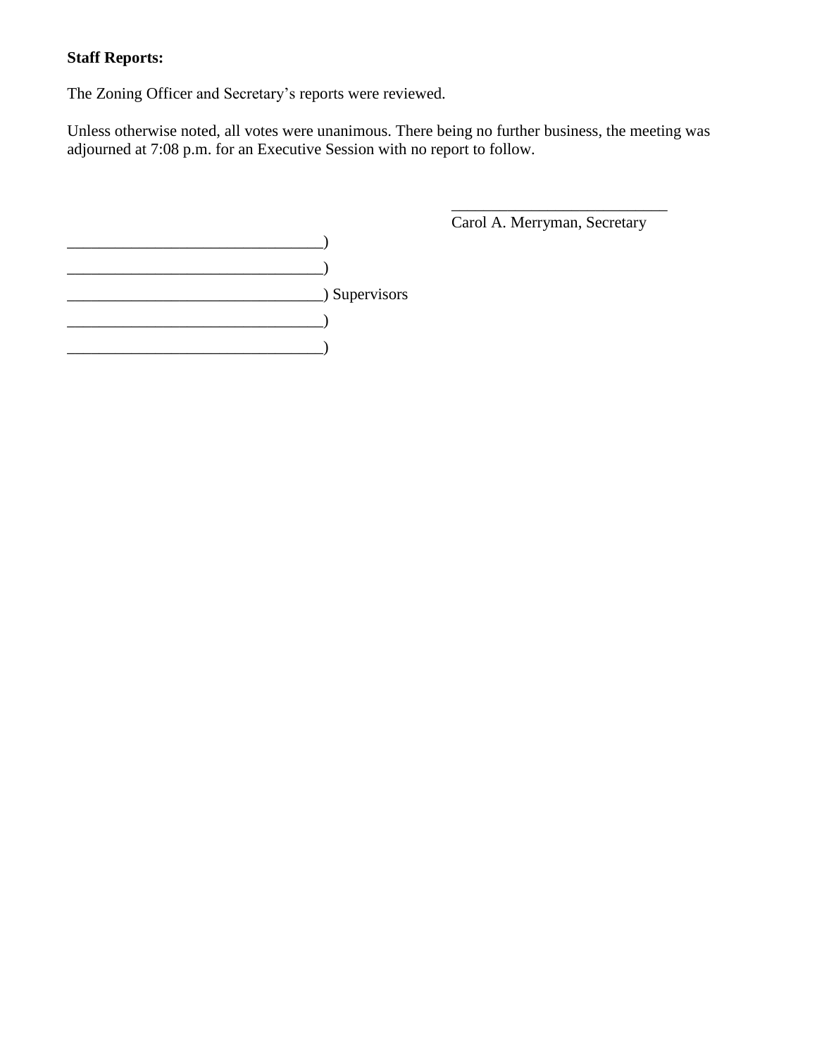**Staff Reports:**

The Zoning Officer and Secretary's reports were reviewed.

Unless otherwise noted, all votes were unanimous. There being no further business, the meeting was adjourned at 7:08 p.m. for an Executive Session with no report to follow.

\_\_\_\_\_\_\_\_\_\_\_\_\_\_\_\_\_\_\_\_\_\_\_\_\_\_\_\_\_\_
Carol A. Merryman, Secretary

\_\_\_\_\_\_\_\_\_\_\_\_\_\_\_\_\_\_\_\_\_\_\_\_\_\_\_\_\_\_\_\_\_\_)
\_\_\_\_\_\_\_\_\_\_\_\_\_\_\_\_\_\_\_\_\_\_\_\_\_\_\_\_\_\_\_\_\_\_)
\_\_\_\_\_\_\_\_\_\_\_\_\_\_\_\_\_\_\_\_\_\_\_\_\_\_\_\_\_\_\_\_\_\_) Supervisors
\_\_\_\_\_\_\_\_\_\_\_\_\_\_\_\_\_\_\_\_\_\_\_\_\_\_\_\_\_\_\_\_\_\_)
\_\_\_\_\_\_\_\_\_\_\_\_\_\_\_\_\_\_\_\_\_\_\_\_\_\_\_\_\_\_\_\_\_\_)